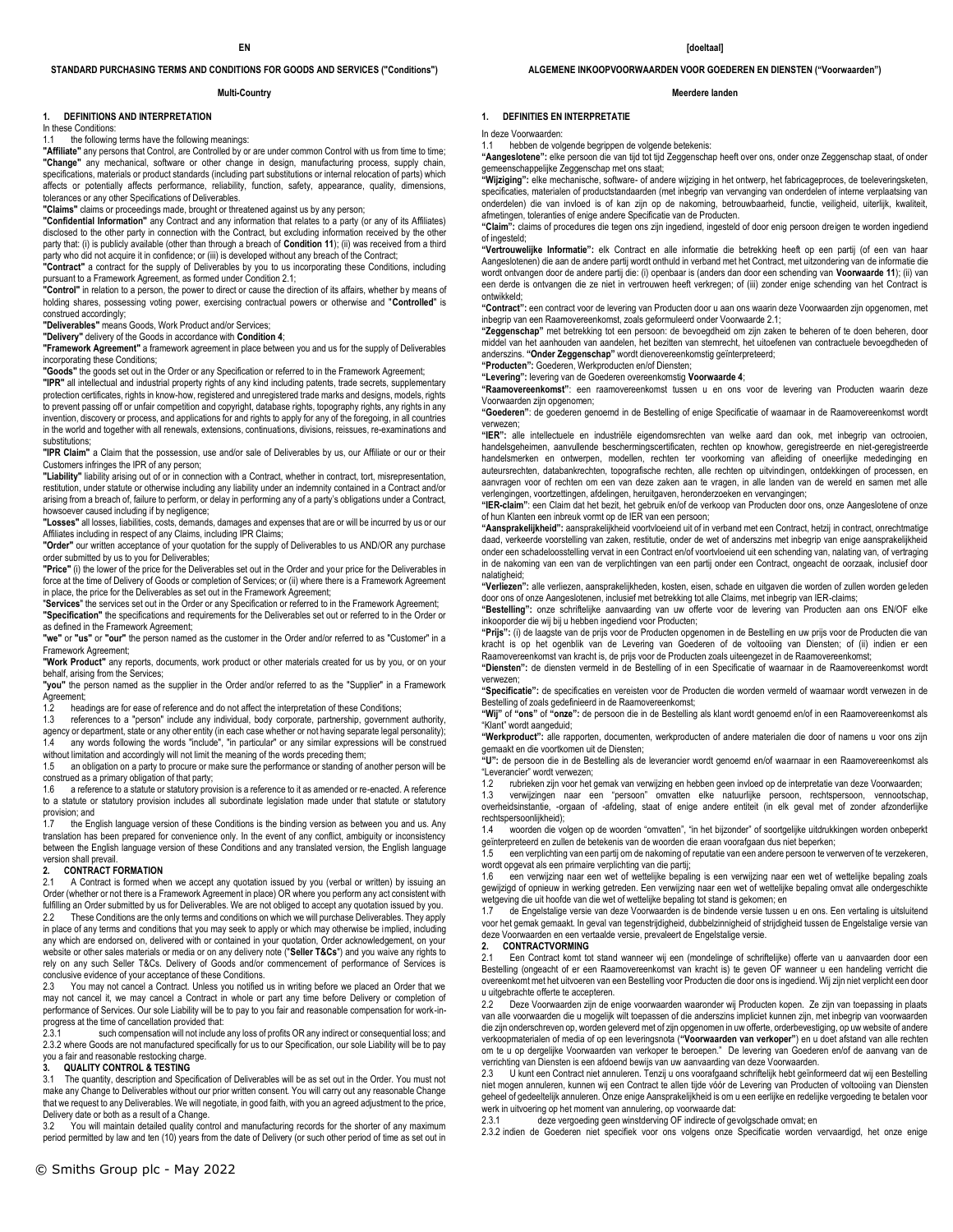EN

# STANDARD PURCHASING TERMS AND CONDITIONS FOR GOODS AND SERVICES ("Conditions")

**Multi-Country**

## 1. DEFINITIONS AND INTERPRETATION

In these Conditions:

1.1 the following terms have the following meanings:

**"Affiliate"** any persons that Control, are Controlled by or are under common Control with us from time to time;

**"Change"** any mechanical, software or other change in design, manufacturing process, supply chain, specifications, materials or product standards (including part substitutions or internal relocation of parts) which affects or potentially affects performance, reliability, function, safety, appearance, quality, dimensions, tolerances or any other Specifications of Deliverables.

**"Claims"** claims or proceedings made, brought or threatened against us by any person;

**"Confidential Information"** any Contract and any information that relates to a party (or any of its Affiliates) disclosed to the other party in connection with the Contract, but excluding information received by the other party that: (i) is publicly available (other than through a breach of **Condition 11**); (ii) was received from a third party who did not acquire it in confidence; or (iii) is developed without any breach of the Contract;

**"Contract"** a contract for the supply of Deliverables by you to us incorporating these Conditions, including pursuant to a Framework Agreement, as formed under Condition 2.1;

**"Control"** in relation to a person, the power to direct or cause the direction of its affairs, whether by means of holding shares, possessing voting power, exercising contractual powers or otherwise and "**Controlled**" is construed accordingly;

**"Deliverables"** means Goods, Work Product and/or Services;

**"Delivery"** delivery of the Goods in accordance with **Condition 4**;

**"Framework Agreement"** a framework agreement in place between you and us for the supply of Deliverables incorporating these Conditions;

**"Goods"** the goods set out in the Order or any Specification or referred to in the Framework Agreement;

**"IPR"** all intellectual and industrial property rights of any kind including patents, trade secrets, supplementary protection certificates, rights in know-how, registered and unregistered trade marks and designs, models, rights to prevent passing off or unfair competition and copyright, database rights, topography rights, any rights in any invention, discovery or process, and applications for and rights to apply for any of the foregoing, in all countries in the world and together with all renewals, extensions, continuations, divisions, reissues, re-examinations and substitutions;

**"IPR Claim"** a Claim that the possession, use and/or sale of Deliverables by us, our Affiliate or our or their Customers infringes the IPR of any person;

**"Liability"** liability arising out of or in connection with a Contract, whether in contract, tort, misrepresentation, restitution, under statute or otherwise including any liability under an indemnity contained in a Contract and/or arising from a breach of, failure to perform, or delay in performing any of a party's obligations under a Contract, howsoever caused including if by negligence;

**"Losses"** all losses, liabilities, costs, demands, damages and expenses that are or will be incurred by us or our Affiliates including in respect of any Claims, including IPR Claims;

**"Order"** our written acceptance of your quotation for the supply of Deliverables to us AND/OR any purchase order submitted by us to you for Deliverables;

**"Price"** (i) the lower of the price for the Deliverables set out in the Order and your price for the Deliverables in force at the time of Delivery of Goods or completion of Services; or (ii) where there is a Framework Agreement in place, the price for the Deliverables as set out in the Framework Agreement;

**"Services"** the services set out in the Order or any Specification or referred to in the Framework Agreement;

**"Specification"** the specifications and requirements for the Deliverables set out or referred to in the Order or as defined in the Framework Agreement;

**"we"** or **"us"** or **"our"** the person named as the customer in the Order and/or referred to as "Customer" in a Framework Agreement;

**"Work Product"** any reports, documents, work product or other materials created for us by you, or on your behalf, arising from the Services;

**"you"** the person named as the supplier in the Order and/or referred to as the "Supplier" in a Framework Agreement;

1.2 headings are for ease of reference and do not affect the interpretation of these Conditions;

1.3 references to a "person" include any individual, body corporate, partnership, government authority, agency or department, state or any other entity (in each case whether or not having separate legal personality);

1.4 any words following the words "include", "in particular" or any similar expressions will be construed without limitation and accordingly will not limit the meaning of the words preceding them;

1.5 an obligation on a party to procure or make sure the performance or standing of another person will be construed as a primary obligation of that party;

1.6 a reference to a statute or statutory provision is a reference to it as amended or re-enacted. A reference to a statute or statutory provision includes all subordinate legislation made under that statute or statutory provision; and

1.7 the English language version of these Conditions is the binding version as between you and us. Any translation has been prepared for convenience only. In the event of any conflict, ambiguity or inconsistency between the English language version of these Conditions and any translated version, the English language version shall prevail.

## 2. CONTRACT FORMATION

2.1 A Contract is formed when we accept any quotation issued by you (verbal or written) by issuing an Order (whether or not there is a Framework Agreement in place) OR where you perform any act consistent with fulfilling an Order submitted by us for Deliverables. We are not obliged to accept any quotation issued by you.

2.2 These Conditions are the only terms and conditions on which we will purchase Deliverables. They apply in place of any terms and conditions that you may seek to apply or which may otherwise be implied, including any which are endorsed on, delivered with or contained in your quotation, Order acknowledgement, on your website or other sales materials or media or on any delivery note ("**Seller T&Cs**") and you waive any rights to rely on any such Seller T&Cs. Delivery of Goods and/or commencement of performance of Services is conclusive evidence of your acceptance of these Conditions.

2.3 You may not cancel a Contract. Unless you notified us in writing before we placed an Order that we may not cancel it, we may cancel a Contract in whole or part any time before Delivery or completion of performance of Services. Our sole Liability will be to pay to you fair and reasonable compensation for work-in-progress at the time of cancellation provided that:

2.3.1 such compensation will not include any loss of profits OR any indirect or consequential loss; and

2.3.2 where Goods are not manufactured specifically for us to our Specification, our sole Liability will be to pay you a fair and reasonable restocking charge.

## 3. QUALITY CONTROL & TESTING

3.1 The quantity, description and Specification of Deliverables will be as set out in the Order. You must not make any Change to Deliverables without our prior written consent. You will carry out any reasonable Change that we request to any Deliverables. We will negotiate, in good faith, with you an agreed adjustment to the price, Delivery date or both as a result of a Change.

3.2 You will maintain detailed quality control and manufacturing records for the shorter of any maximum period permitted by law and ten (10) years from the date of Delivery (or such other period of time as set out in

[doeltaal]

# ALGEMENE INKOOPVOORWAARDEN VOOR GOEDEREN EN DIENSTEN ("Voorwaarden")

**Meerdere landen**

## 1. DEFINITIES EN INTERPRETATIE

In deze Voorwaarden:

1.1 hebben de volgende begrippen de volgende betekenis:

**"Aangeslotene":** elke persoon die van tijd tot tijd Zeggenschap heeft over ons, onder onze Zeggenschap staat, of onder gemeenschappelijke Zeggenschap met ons staat;

**"Wijziging":** elke mechanische, software- of andere wijziging in het ontwerp, het fabricageproces, de toeleveringsketen, specificaties, materialen of productstandaarden (met inbegrip van vervanging van onderdelen of interne verplaatsing van onderdelen) die van invloed is of kan zijn op de nakoming, betrouwbaarheid, functie, veiligheid, uiterlijk, kwaliteit, afmetingen, toleranties of enige andere Specificatie van de Producten.

**"Claim":** claims of procedures die tegen ons zijn ingediend, ingesteld of door enig persoon dreigen te worden ingediend of ingesteld;

**"Vertrouwelijke Informatie":** elk Contract en alle informatie die betrekking heeft op een partij (of een van haar Aangeslotenen) die aan de andere partij wordt onthuld in verband met het Contract, met uitzondering van de informatie die wordt ontvangen door de andere partij die: (i) openbaar is (anders dan door een schending van **Voorwaarde 11**); (ii) van een derde is ontvangen die ze niet in vertrouwen heeft verkregen; of (iii) zonder enige schending van het Contract is ontwikkeld;

**"Contract":** een contract voor de levering van Producten door u aan ons waarin deze Voorwaarden zijn opgenomen, met inbegrip van een Raamovereenkomst, zoals geformuleerd onder Voorwaarde 2.1;

**"Zeggenschap"** met betrekking tot een persoon: de bevoegdheid om zijn zaken te beheren of te doen beheren, door middel van het aanhouden van aandelen, het bezitten van stemrecht, het uitoefenen van contractuele bevoegdheden of anderszins. **"Onder Zeggenschap"** wordt dienovereenkomstig geïnterpreteerd;

**"Producten":** Goederen, Werkproducten en/of Diensten;

**"Levering":** levering van de Goederen overeenkomstig **Voorwaarde 4**;

**"Raamovereenkomst"**: een raamovereenkomst tussen u en ons voor de levering van Producten waarin deze Voorwaarden zijn opgenomen;

**"Goederen"**: de goederen genoemd in de Bestelling of enige Specificatie of waarnaar in de Raamovereenkomst wordt verwezen;

**"IER":** alle intellectuele en industriële eigendomsrechten van welke aard dan ook, met inbegrip van octrooien, handelsgeheimen, aanvullende beschermingscertificaten, rechten op knowhow, geregistreerde en niet-geregistreerde handelsmerken en ontwerpen, modellen, rechten ter voorkoming van afleiding of oneerlijke mededinging en auteursrechten, databankrechten, topografische rechten, alle rechten op uitvindingen, ontdekkingen of processen, en aanvragen voor of rechten om een van deze zaken aan te vragen, in alle landen van de wereld en samen met alle verlengingen, voortzettingen, afdelingen, heruitgaven, heronderzoeken en vervangingen;

**"IER-claim"**: een Claim dat het bezit, het gebruik en/of de verkoop van Producten door ons, onze Aangeslotene of onze of hun Klanten een inbreuk vormt op de IER van een persoon;

**"Aansprakelijkheid":** aansprakelijkheid voortvloeiend uit of in verband met een Contract, hetzij in contract, onrechtmatige daad, verkeerde voorstelling van zaken, restitutie, onder de wet of anderszins met inbegrip van enige aansprakelijkheid onder een schadeloosstelling vervat in een Contract en/of voortvloeiend uit een schending van, nalating van, of vertraging in de nakoming van een van de verplichtingen van een partij onder een Contract, ongeacht de oorzaak, inclusief door nalatigheid;

**"Verliezen":** alle verliezen, aansprakelijkheden, kosten, eisen, schade en uitgaven die worden of zullen worden geleden door ons of onze Aangeslotenen, inclusief met betrekking tot alle Claims, met inbegrip van IER-claims;

**"Bestelling":** onze schriftelijke aanvaarding van uw offerte voor de levering van Producten aan ons EN/OF elke inkooporder die wij bij u hebben ingediend voor Producten;

**"Prijs":** (i) de laagste van de prijs voor de Producten opgenomen in de Bestelling en uw prijs voor de Producten die van kracht is op het ogenblik van de Levering van Goederen of de voltooiing van Diensten; of (ii) indien er een Raamovereenkomst van kracht is, de prijs voor de Producten zoals uiteengezet in de Raamovereenkomst;

**"Diensten":** de diensten vermeld in de Bestelling of in een Specificatie of waarnaar in de Raamovereenkomst wordt verwezen;

**"Specificatie":** de specificaties en vereisten voor de Producten die worden vermeld of waarnaar wordt verwezen in de Bestelling of zoals gedefinieerd in de Raamovereenkomst;

**"Wij"** of **"ons"** of **"onze":** de persoon die in de Bestelling als klant wordt genoemd en/of in een Raamovereenkomst als "Klant" wordt aangeduid;

**"Werkproduct":** alle rapporten, documenten, werkproducten of andere materialen die door of namens u voor ons zijn gemaakt en die voortkomen uit de Diensten;

**"U":** de persoon die in de Bestelling als de leverancier wordt genoemd en/of waarnaar in een Raamovereenkomst als "Leverancier" wordt verwezen;

1.2 rubrieken zijn voor het gemak van verwijzing en hebben geen invloed op de interpretatie van deze Voorwaarden;

1.3 verwijzingen naar een "persoon" omvatten elke natuurlijke persoon, rechtspersoon, vennootschap, overheidsinstantie, -orgaan of -afdeling, staat of enige andere entiteit (in elk geval met of zonder afzonderlijke rechtspersoonlijkheid);

1.4 woorden die volgen op de woorden "omvatten", "in het bijzonder" of soortgelijke uitdrukkingen worden onbeperkt geïnterpreteerd en zullen de betekenis van de woorden die eraan voorafgaan dus niet beperken;

1.5 een verplichting van een partij om de nakoming of reputatie van een andere persoon te verwerven of te verzekeren, wordt opgevat als een primaire verplichting van die partij;

1.6 een verwijzing naar een wet of wettelijke bepaling is een verwijzing naar een wet of wettelijke bepaling zoals gewijzigd of opnieuw in werking getreden. Een verwijzing naar een wet of wettelijke bepaling omvat alle ondergeschikte wetgeving die uit hoofde van die wet of wettelijke bepaling tot stand is gekomen; en

1.7 de Engelstalige versie van deze Voorwaarden is de bindende versie tussen u en ons. Een vertaling is uitsluitend voor het gemak gemaakt. In geval van tegenstrijdigheid, dubbelzinnigheid of strijdigheid tussen de Engelstalige versie van deze Voorwaarden en een vertaalde versie, prevaleert de Engelstalige versie.

## 2. CONTRACTVORMING

2.1 Een Contract komt tot stand wanneer wij een (mondelinge of schriftelijke) offerte van u aanvaarden door een Bestelling (ongeacht of er een Raamovereenkomst van kracht is) te geven OF wanneer u een handeling verricht die overeenkomt met het uitvoeren van een Bestelling voor Producten die door ons is ingediend. Wij zijn niet verplicht een door u uitgebrachte offerte te accepteren.

2.2 Deze Voorwaarden zijn de enige voorwaarden waaronder wij Producten kopen. Ze zijn van toepassing in plaats van alle voorwaarden die u mogelijk wilt toepassen of die anderszins impliciet kunnen zijn, met inbegrip van voorwaarden die zijn onderschreven op, worden geleverd met of zijn opgenomen in uw offerte, orderbevestiging, op uw website of andere verkoopmaterialen of media of op een leveringsnota (**"Voorwaarden van verkoper"**) en u doet afstand van alle rechten om te u op dergelijke Voorwaarden van verkoper te beroepen." De levering van Goederen en/of de aanvang van de verrichting van Diensten is een afdoend bewijs van uw aanvaarding van deze Voorwaarden.

2.3 U kunt een Contract niet annuleren. Tenzij u ons voorafgaand schriftelijk hebt geïnformeerd dat wij een Bestelling niet mogen annuleren, kunnen wij een Contract te allen tijde vóór de Levering van Producten of voltooiing van Diensten geheel of gedeeltelijk annuleren. Onze enige Aansprakelijkheid is om u een eerlijke en redelijke vergoeding te betalen voor werk in uitvoering op het moment van annulering, op voorwaarde dat:

2.3.1 deze vergoeding geen winstderving OF indirecte of gevolgschade omvat; en

2.3.2 indien de Goederen niet specifiek voor ons volgens onze Specificatie worden vervaardigd, het onze enige

© Smiths Group plc - May 2022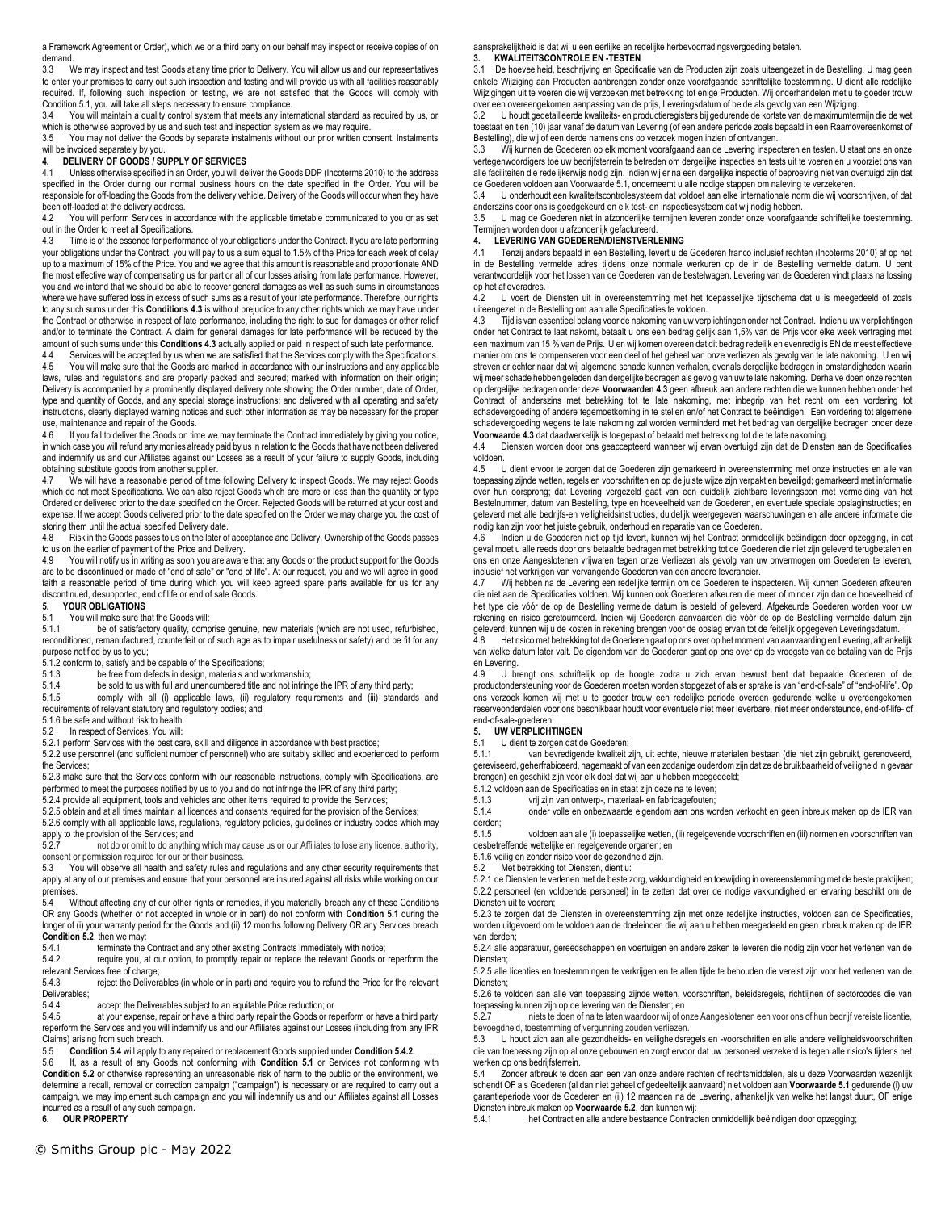a Framework Agreement or Order), which we or a third party on our behalf may inspect or receive copies of on demand.

3.3 We may inspect and test Goods at any time prior to Delivery. You will allow us and our representatives to enter your premises to carry out such inspection and testing and will provide us with all facilities reasonably required. If, following such inspection or testing, we are not satisfied that the Goods will comply with Condition 5.1, you will take all steps necessary to ensure compliance.

3.4 You will maintain a quality control system that meets any international standard as required by us, or which is otherwise approved by us and such test and inspection system as we may require.

3.5 You may not deliver the Goods by separate instalments without our prior written consent. Instalments will be invoiced separately by you.

**4. DELIVERY OF GOODS / SUPPLY OF SERVICES**

4.1 Unless otherwise specified in an Order, you will deliver the Goods DDP (Incoterms 2010) to the address specified in the Order during our normal business hours on the date specified in the Order. You will be responsible for off-loading the Goods from the delivery vehicle. Delivery of the Goods will occur when they have been off-loaded at the delivery address.

4.2 You will perform Services in accordance with the applicable timetable communicated to you or as set out in the Order to meet all Specifications.

4.3 Time is of the essence for performance of your obligations under the Contract. If you are late performing your obligations under the Contract, you will pay to us a sum equal to 1.5% of the Price for each week of delay up to a maximum of 15% of the Price. You and we agree that this amount is reasonable and proportionate AND the most effective way of compensating us for part or all of our losses arising from late performance. However, you and we intend that we should be able to recover general damages as well as such sums in circumstances where we have suffered loss in excess of such sums as a result of your late performance. Therefore, our rights to any such sums under this **Conditions 4.3** is without prejudice to any other rights which we may have under the Contract or otherwise in respect of late performance, including the right to sue for damages or other relief and/or to terminate the Contract. A claim for general damages for late performance will be reduced by the amount of such sums under this **Conditions 4.3** actually applied or paid in respect of such late performance.

4.4 Services will be accepted by us when we are satisfied that the Services comply with the Specifications.

4.5 You will make sure that the Goods are marked in accordance with our instructions and any applicable laws, rules and regulations and are properly packed and secured; marked with information on their origin; Delivery is accompanied by a prominently displayed delivery note showing the Order number, date of Order, type and quantity of Goods, and any special storage instructions; and delivered with all operating and safety instructions, clearly displayed warning notices and such other information as may be necessary for the proper use, maintenance and repair of the Goods.

4.6 If you fail to deliver the Goods on time we may terminate the Contract immediately by giving you notice, in which case you will refund any monies already paid by us in relation to the Goods that have not been delivered and indemnify us and our Affiliates against our Losses as a result of your failure to supply Goods, including obtaining substitute goods from another supplier.

4.7 We will have a reasonable period of time following Delivery to inspect Goods. We may reject Goods which do not meet Specifications. We can also reject Goods which are more or less than the quantity or type Ordered or delivered prior to the date specified on the Order. Rejected Goods will be returned at your cost and expense. If we accept Goods delivered prior to the date specified on the Order we may charge you the cost of storing them until the actual specified Delivery date.

4.8 Risk in the Goods passes to us on the later of acceptance and Delivery. Ownership of the Goods passes to us on the earlier of payment of the Price and Delivery.

4.9 You will notify us in writing as soon you are aware that any Goods or the product support for the Goods are to be discontinued or made of "end of sale" or "end of life". At our request, you and we will agree in good faith a reasonable period of time during which you will keep agreed spare parts available for us for any discontinued, desupported, end of life or end of sale Goods.

**5. YOUR OBLIGATIONS**

5.1 You will make sure that the Goods will:

5.1.1 be of satisfactory quality, comprise genuine, new materials (which are not used, refurbished, reconditioned, remanufactured, counterfeit or of such age as to impair usefulness or safety) and be fit for any purpose notified by us to you;

5.1.2 conform to, satisfy and be capable of the Specifications;

5.1.3 be free from defects in design, materials and workmanship;

5.1.4 be sold to us with full and unencumbered title and not infringe the IPR of any third party;

5.1.5 comply with all (i) applicable laws, (ii) regulatory requirements and (iii) standards and requirements of relevant statutory and regulatory bodies; and

5.1.6 be safe and without risk to health.

5.2 In respect of Services, You will:

5.2.1 perform Services with the best care, skill and diligence in accordance with best practice;

5.2.2 use personnel (and sufficient number of personnel) who are suitably skilled and experienced to perform the Services;

5.2.3 make sure that the Services conform with our reasonable instructions, comply with Specifications, are performed to meet the purposes notified by us to you and do not infringe the IPR of any third party;

5.2.4 provide all equipment, tools and vehicles and other items required to provide the Services;

5.2.5 obtain and at all times maintain all licences and consents required for the provision of the Services;

5.2.6 comply with all applicable laws, regulations, regulatory policies, guidelines or industry codes which may apply to the provision of the Services; and

5.2.7 not do or omit to do anything which may cause us or our Affiliates to lose any licence, authority, consent or permission required for our or their business.

5.3 You will observe all health and safety rules and regulations and any other security requirements that apply at any of our premises and ensure that your personnel are insured against all risks while working on our premises.

5.4 Without affecting any of our other rights or remedies, if you materially breach any of these Conditions OR any Goods (whether or not accepted in whole or in part) do not conform with **Condition 5.1** during the longer of (i) your warranty period for the Goods and (ii) 12 months following Delivery OR any Services breach **Condition 5.2**, then we may:

5.4.1 terminate the Contract and any other existing Contracts immediately with notice;

5.4.2 require you, at our option, to promptly repair or replace the relevant Goods or reperform the relevant Services free of charge;

5.4.3 reject the Deliverables (in whole or in part) and require you to refund the Price for the relevant Deliverables;

5.4.4 accept the Deliverables subject to an equitable Price reduction; or

5.4.5 at your expense, repair or have a third party repair the Goods or reperform or have a third party reperform the Services and you will indemnify us and our Affiliates against our Losses (including from any IPR Claims) arising from such breach.

5.5 **Condition 5.4** will apply to any repaired or replacement Goods supplied under **Condition 5.4.2.**

5.6 If, as a result of any Goods not conforming with **Condition 5.1** or Services not conforming with **Condition 5.2** or otherwise representing an unreasonable risk of harm to the public or the environment, we determine a recall, removal or correction campaign ("campaign") is necessary or are required to carry out a campaign, we may implement such campaign and you will indemnify us and our Affiliates against all Losses incurred as a result of any such campaign.

**6. OUR PROPERTY**

aansprakelijkheid is dat wij u een eerlijke en redelijke herbevoorradingsvergoeding betalen.

**3. KWALITEITSCONTROLE EN -TESTEN**

3.1 De hoeveelheid, beschrijving en Specificatie van de Producten zijn zoals uiteengezet in de Bestelling. U mag geen enkele Wijziging aan Producten aanbrengen zonder onze voorafgaande schriftelijke toestemming. U dient alle redelijke Wijzigingen uit te voeren die wij verzoeken met betrekking tot enige Producten. Wij onderhandelen met u te goeder trouw over een overeengekomen aanpassing van de prijs, Leveringsdatum of beide als gevolg van een Wijziging.

3.2 U houdt gedetailleerde kwaliteits- en productieregisters bij gedurende de kortste van de maximumtermijn die de wet toestaat en tien (10) jaar vanaf de datum van Levering (of een andere periode zoals bepaald in een Raamovereenkomst of Bestelling), die wij of een derde namens ons op verzoek mogen inzien of ontvangen.

3.3 Wij kunnen de Goederen op elk moment voorafgaand aan de Levering inspecteren en testen. U staat ons en onze vertegenwoordigers toe uw bedrijfsterrein te betreden om dergelijke inspecties en tests uit te voeren en u voorziet ons van alle faciliteiten die redelijkerwijs nodig zijn. Indien wij er na een dergelijke inspectie of beproeving niet van overtuigd zijn dat de Goederen voldoen aan Voorwaarde 5.1, onderneemt u alle nodige stappen om naleving te verzekeren.

3.4 U onderhoudt een kwaliteitscontrolesysteem dat voldoet aan elke internationale norm die wij voorschrijven, of dat anderszins door ons is goedgekeurd en elk test- en inspectiesysteem dat wij nodig hebben.

3.5 U mag de Goederen niet in afzonderlijke termijnen leveren zonder onze voorafgaande schriftelijke toestemming. Termijnen worden door u afzonderlijk gefactureerd.

**4. LEVERING VAN GOEDEREN/DIENSTVERLENING**

4.1 Tenzij anders bepaald in een Bestelling, levert u de Goederen franco inclusief rechten (Incoterms 2010) af op het in de Bestelling vermelde adres tijdens onze normale werkuren op de in de Bestelling vermelde datum. U bent verantwoordelijk voor het lossen van de Goederen van de bestelwagen. Levering van de Goederen vindt plaats na lossing op het afleveradres.

4.2 U voert de Diensten uit in overeenstemming met het toepasselijke tijdschema dat u is meegedeeld of zoals uiteengezet in de Bestelling om aan alle Specificaties te voldoen.

4.3 Tijd is van essentieel belang voor de nakoming van uw verplichtingen onder het Contract. Indien u uw verplichtingen onder het Contract te laat nakomt, betaalt u ons een bedrag gelijk aan 1,5% van de Prijs voor elke week vertraging met een maximum van 15 % van de Prijs. U en wij komen overeen dat dit bedrag redelijk en evenredig is EN de meest effectieve manier om ons te compenseren voor een deel of het geheel van onze verliezen als gevolg van te late nakoming. U en wij streven er echter naar dat wij algemene schade kunnen verhalen, evenals dergelijke bedragen in omstandigheden waarin wij meer schade hebben geleden dan dergelijke bedragen als gevolg van uw te late nakoming. Derhalve doen onze rechten op dergelijke bedragen onder deze **Voorwaarden 4.3** geen afbreuk aan andere rechten die we kunnen hebben onder het Contract of anderszins met betrekking tot te late nakoming, met inbegrip van het recht om een vordering tot schadevergoeding of andere tegemoetkoming in te stellen en/of het Contract te beëindigen. Een vordering tot algemene schadevergoeding wegens te late nakoming zal worden verminderd met het bedrag van dergelijke bedragen onder deze **Voorwaarde 4.3** dat daadwerkelijk is toegepast of betaald met betrekking tot die te late nakoming.

4.4 Diensten worden door ons geaccepteerd wanneer wij ervan overtuigd zijn dat de Diensten aan de Specificaties voldoen.

4.5 U dient ervoor te zorgen dat de Goederen zijn gemarkeerd in overeenstemming met onze instructies en alle van toepassing zijnde wetten, regels en voorschriften en op de juiste wijze zijn verpakt en beveiligd; gemarkeerd met informatie over hun oorsprong; dat Levering vergezeld gaat van een duidelijk zichtbare leveringsbon met vermelding van het Bestelnummer, datum van Bestelling, type en hoeveelheid van de Goederen, en eventuele speciale opslaginstructies; en geleverd met alle bedrijfs-en veiligheidsinstructies, duidelijk weergegeven waarschuwingen en alle andere informatie die nodig kan zijn voor het juiste gebruik, onderhoud en reparatie van de Goederen.

4.6 Indien u de Goederen niet op tijd levert, kunnen wij het Contract onmiddellijk beëindigen door opzegging, in dat geval moet u alle reeds door ons betaalde bedragen met betrekking tot de Goederen die niet zijn geleverd terugbetalen en ons en onze Aangeslotenen vrijwaren tegen onze Verliezen als gevolg van uw onvermogen om Goederen te leveren, inclusief het verkrijgen van vervangende Goederen van een andere leverancier.

4.7 Wij hebben na de Levering een redelijke termijn om de Goederen te inspecteren. Wij kunnen Goederen afkeuren die niet aan de Specificaties voldoen. Wij kunnen ook Goederen afkeuren die meer of minder zijn dan de hoeveelheid of het type die vóór de op de Bestelling vermelde datum is besteld of geleverd. Afgekeurde Goederen worden voor uw rekening en risico geretourneerd. Indien wij Goederen aanvaarden die vóór de op de Bestelling vermelde datum zijn geleverd, kunnen wij u de kosten in rekening brengen voor de opslag ervan tot de feitelijk opgegeven Leveringsdatum.

4.8 Het risico met betrekking tot de Goederen gaat op ons over op het moment van aanvaarding en Levering, afhankelijk van welke datum later valt. De eigendom van de Goederen gaat op ons over op de vroegste van de betaling van de Prijs en Levering.

4.9 U brengt ons schriftelijk op de hoogte zodra u zich ervan bewust bent dat bepaalde Goederen of de productondersteuning voor de Goederen moeten worden stopgezet of als er sprake is van "end-of-sale" of "end-of-life". Op ons verzoek komen wij met u te goeder trouw een redelijke periode overeen gedurende welke u overeengekomen reserveonderdelen voor ons beschikbaar houdt voor eventuele niet meer leverbare, niet meer ondersteunde, end-of-life- of end-of-sale-goederen.

**5. UW VERPLICHTINGEN**

5.1 U dient te zorgen dat de Goederen:

5.1.1 van bevredigende kwaliteit zijn, uit echte, nieuwe materialen bestaan (die niet zijn gebruikt, gerenoveerd, gereviseerd, geherfabriceerd, nagemaakt of van een zodanige ouderdom zijn dat ze de bruikbaarheid of veiligheid in gevaar brengen) en geschikt zijn voor elk doel dat wij aan u hebben meegedeeld;

5.1.2 voldoen aan de Specificaties en in staat zijn deze na te leven;

5.1.3 vrij zijn van ontwerp-, materiaal- en fabricagefouten;

5.1.4 onder volle en onbezwaarde eigendom aan ons worden verkocht en geen inbreuk maken op de IER van derden;

5.1.5 voldoen aan alle (i) toepasselijke wetten, (ii) regelgevende voorschriften en (iii) normen en voorschriften van desbetreffende wettelijke en regelgevende organen; en

5.1.6 veilig en zonder risico voor de gezondheid zijn.

5.2 Met betrekking tot Diensten, dient u:

5.2.1 de Diensten te verlenen met de beste zorg, vakkundigheid en toewijding in overeenstemming met de beste praktijken;

5.2.2 personeel (en voldoende personeel) in te zetten dat over de nodige vakkundigheid en ervaring beschikt om de Diensten uit te voeren;

5.2.3 te zorgen dat de Diensten in overeenstemming zijn met onze redelijke instructies, voldoen aan de Specificaties, worden uitgevoerd om te voldoen aan de doeleinden die wij aan u hebben meegedeeld en geen inbreuk maken op de IER van derden;

5.2.4 alle apparatuur, gereedschappen en voertuigen en andere zaken te leveren die nodig zijn voor het verlenen van de Diensten;

5.2.5 alle licenties en toestemmingen te verkrijgen en te allen tijde te behouden die vereist zijn voor het verlenen van de Diensten;

5.2.6 te voldoen aan alle van toepassing zijnde wetten, voorschriften, beleidsregels, richtlijnen of sectorcodes die van toepassing kunnen zijn op de levering van de Diensten; en

5.2.7 niets te doen of na te laten waardoor wij of onze Aangeslotenen een voor ons of hun bedrijf vereiste licentie, bevoegdheid, toestemming of vergunning zouden verliezen.

5.3 U houdt zich aan alle gezondheids- en veiligheidsregels en -voorschriften en alle andere veiligheidsvoorschriften die van toepassing zijn op al onze gebouwen en zorgt ervoor dat uw personeel verzekerd is tegen alle risico's tijdens het werken op ons bedrijfsterrein.

5.4 Zonder afbreuk te doen aan een van onze andere rechten of rechtsmiddelen, als u deze Voorwaarden wezenlijk schendt OF als Goederen (al dan niet geheel of gedeeltelijk aanvaard) niet voldoen aan **Voorwaarde 5.1** gedurende (i) uw garantieperiode voor de Goederen en (ii) 12 maanden na de Levering, afhankelijk van welke het langst duurt, OF enige Diensten inbreuk maken op **Voorwaarde 5.2**, dan kunnen wij:

5.4.1 het Contract en alle andere bestaande Contracten onmiddellijk beëindigen door opzegging;

© Smiths Group plc - May 2022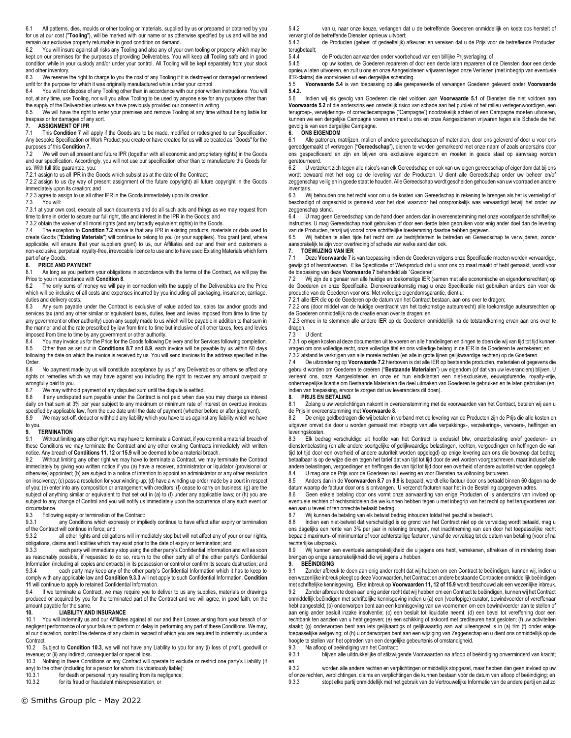6.1 All patterns, dies, moulds or other tooling or materials, supplied by us or prepared or obtained by you for us at our cost ("**Tooling**"), will be marked with our name or as otherwise specified by us and will be and remain our exclusive property returnable in good condition on demand.

6.2 You will insure against all risks any Tooling and also any of your own tooling or property which may be kept on our premises for the purposes of providing Deliverables. You will keep all Tooling safe and in good condition while in your custody and/or under your control. All Tooling will be kept separately from your stock and other inventory.

6.3 We reserve the right to charge to you the cost of any Tooling if it is destroyed or damaged or rendered unfit for the purpose for which it was originally manufactured while under your control.

6.4 You will not dispose of any Tooling other than in accordance with our prior written instructions. You will not, at any time, use Tooling, nor will you allow Tooling to be used by anyone else for any purpose other than the supply of the Deliverables unless we have previously provided our consent in writing.

6.5 We will have the right to enter your premises and remove Tooling at any time without being liable for trespass or for damages of any sort.

## 7. ASSIGNMENT OF IPR

7.1 This **Condition 7** will apply if the Goods are to be made, modified or redesigned to our Specification. Any bespoke Specification or Work Product you create or have created for us will be treated as "Goods" for the purposes of this **Condition 7.**

7.2 We will own all present and future IPR (together with all economic and proprietary rights) in the Goods and our specification. Accordingly, you will not use our specification other than to manufacture the Goods for us. With full title guarantee, you:

7.2.1 assign to us all IPR in the Goods which subsist as at the date of the Contract;

7.2.2 assign to us (by way of present assignment of the future copyright) all future copyright in the Goods immediately upon its creation; and

7.2.3 agree to assign to us all other IPR in the Goods immediately upon its creation.

7.3 You will:

7.3.1 at your own cost, execute all such documents and do all such acts and things as we may request from time to time in order to secure our full right, title and interest in the IPR in the Goods; and

7.3.2 obtain the waiver of all moral rights (and any broadly equivalent rights) in the Goods.

7.4 The exception to **Condition 7.2** above is that any IPR in existing products, materials or data used to create Goods ("**Existing Materials**") will continue to belong to you (or your suppliers). You grant (and, where applicable, will ensure that your suppliers grant) to us, our Affiliates and our and their end customers a non-exclusive, perpetual, royalty-free, irrevocable licence to use and to have used Existing Materials which form part of any Goods.

## 8. PRICE AND PAYMENT

8.1 As long as you perform your obligations in accordance with the terms of the Contract, we will pay the Price to you in accordance with **Condition 8**.

8.2 The only sums of money we will pay in connection with the supply of the Deliverables are the Price which will be inclusive of all costs and expenses incurred by you including all packaging, insurance, carriage, duties and delivery costs.

8.3 Any sum payable under the Contract is exclusive of value added tax, sales tax and/or goods and services tax (and any other similar or equivalent taxes, duties, fees and levies imposed from time to time by any government or other authority) upon any supply made to us which will be payable in addition to that sum in the manner and at the rate prescribed by law from time to time but inclusive of all other taxes, fees and levies imposed from time to time by any government or other authority.

8.4 You may invoice us for the Price for the Goods following Delivery and for Services following completion.

8.5 Other than as set out in **Conditions 8.7** and **8.9**, each invoice will be payable by us within 60 days following the date on which the invoice is received by us. You will send invoices to the address specified in the Order.

8.6 No payment made by us will constitute acceptance by us of any Deliverables or otherwise affect any rights or remedies which we may have against you including the right to recover any amount overpaid or wrongfully paid to you.

8.7 We may withhold payment of any disputed sum until the dispute is settled.

8.8 If any undisputed sum payable under the Contract is not paid when due you may charge us interest daily on that sum at 3% per year subject to any maximum or minimum rate of interest on overdue invoices specified by applicable law, from the due date until the date of payment (whether before or after judgment).

8.9 We may set-off, deduct or withhold any liability which you have to us against any liability which we have to you.

## 9. TERMINATION

9.1 Without limiting any other right we may have to terminate a Contract, if you commit a material breach of these Conditions we may terminate the Contract and any other existing Contracts immediately with written notice. Any breach of **Conditions 11, 12** or **15.9** will be deemed to be a material breach.

9.2 Without limiting any other right we may have to terminate a Contract, we may terminate the Contract immediately by giving you written notice if you (a) have a receiver, administrator or liquidator (provisional or otherwise) appointed; (b) are subject to a notice of intention to appoint an administrator or any other resolution on insolvency; (c) pass a resolution for your winding-up; (d) have a winding up order made by a court in respect of you; (e) enter into any composition or arrangement with creditors; (f) cease to carry on business; (g) are the subject of anything similar or equivalent to that set out in (a) to (f) under any applicable laws; or (h) you are subject to any change of Control and you will notify us immediately upon the occurrence of any such event or circumstance.

9.3 Following expiry or termination of the Contract:

9.3.1 any Conditions which expressly or impliedly continue to have effect after expiry or termination of the Contract will continue in force; and

9.3.2 all other rights and obligations will immediately stop but will not affect any of your or our rights, obligations, claims and liabilities which may exist prior to the date of expiry or termination; and

9.3.3 each party will immediately stop using the other party's Confidential Information and will as soon as reasonably possible, if requested to do so, return to the other party all of the other party's Confidential Information (including all copies and extracts) in its possession or control or confirm its secure destruction; and

9.3.4 each party may keep any of the other party's Confidential Information which it has to keep to comply with any applicable law and **Condition 9.3.3** will not apply to such Confidential Information. **Condition 11** will continue to apply to retained Confidential Information.

9.4 If we terminate a Contract, we may require you to deliver to us any supplies, materials or drawings produced or acquired by you for the terminated part of the Contract and we will agree, in good faith, on the amount payable for the same.

## 10. LIABILITY AND INSURANCE

10.1 You will indemnify us and our Affiliates against all our and their Losses arising from your breach of or negligent performance of or your failure to perform or delay in performing any part of these Conditions. We may, at our discretion, control the defence of any claim in respect of which you are required to indemnify us under a Contract.

10.2 Subject to **Condition 10.3**, we will not have any Liability to you for any (i) loss of profit, goodwill or revenue; or (ii) any indirect, consequential or special loss.

10.3 Nothing in these Conditions or any Contract will operate to exclude or restrict one party's Liability (if any) to the other (including for a person for whom it is vicariously liable):

10.3.1 for death or personal injury resulting from its negligence;

10.3.2 for its fraud or fraudulent misrepresentation; or

5.4.2 van u, naar onze keuze, verlangen dat u de betreffende Goederen onmiddellijk en kosteloos herstelt of vervangt of de betreffende Diensten opnieuw uitvoert;

5.4.3 de Producten (geheel of gedeeltelijk) afkeuren en vereisen dat u de Prijs voor de betreffende Producten terugbetaalt;

5.4.4 de Producten aanvaarden onder voorbehoud van een billijke Prijsverlaging; of

5.4.5 op uw kosten, de Goederen repareren of door een derde laten repareren of de Diensten door een derde opnieuw laten uitvoeren, en zult u ons en onze Aangeslotenen vrijwaren tegen alle Verliezen (met inbegrip van eventuele IER-claims) die voortvloeien uit een dergelijke schending.

5.5 **Voorwaarde 5.4** is van toepassing op alle gerepareerde of vervangen Goederen geleverd onder **Voorwaarde 5.4.2.**

5.6 Indien wij als gevolg van Goederen die niet voldoen aan **Voorwaarde 5.1** of Diensten die niet voldoen aan **Voorwaarde 5.2** of die anderszins een onredelijk risico van schade aan het publiek of het milieu vertegenwoordigen, een terugroep-, verwijderings- of correctiecampagne ("Campagne") noodzakelijk achten of een Campagne moeten uitvoeren, kunnen we een dergelijke Campagne voeren en moet u ons en onze Aangeslotenen vrijwaren tegen alle Schade die het gevolg is van een dergelijke Campagne.

## 6. ONS EIGENDOM

6.1 Alle patronen, matrijzen, mallen of andere gereedschappen of materialen, door ons geleverd of door u voor ons gereedgemaakt of verkregen ("**Gereedschap**"), dienen te worden gemarkeerd met onze naam of zoals anderszins door ons gespecificeerd en zijn en blijven ons exclusieve eigendom en moeten in goede staat op aanvraag worden geretourneerd.

6.2 U verzekert zich tegen alle risico's van elk Gereedschap en ook van uw eigen gereedschap of eigendom dat bij ons wordt bewaard met het oog op de levering van de Producten. U dient alle Gereedschap onder uw beheer en/of zeggenschap veilig en in goede staat te houden. Alle Gereedschap wordt gescheiden gehouden van uw voorraad en andere inventaris.

6.3 Wij behouden ons het recht voor om u de kosten van Gereedschap in rekening te brengen als het is vernietigd of beschadigd of ongeschikt is gemaakt voor het doel waarvoor het oorspronkelijk was vervaardigd terwijl het onder uw zeggenschap stond.

6.4 U mag geen Gereedschap van de hand doen anders dan in overeenstemming met onze voorafgaande schriftelijke instructies. U mag Gereedschap nooit gebruiken of door een derde laten gebruiken voor enig ander doel dan de levering van de Producten, tenzij wij vooraf onze schriftelijke toestemming daartoe hebben gegeven.

6.5 Wij hebben te allen tijde het recht om uw bedrijfsterrein te betreden en Gereedschap te verwijderen, zonder aansprakelijk te zijn voor overtreding of schade van welke aard dan ook.

## 7. TOEWIJZING VAN IER

7.1 Deze **Voorwaarde 7** is van toepassing indien de Goederen volgens onze Specificatie moeten worden vervaardigd, gewijzigd of herontworpen. Elke Specificatie of Werkproduct dat u voor ons op maat maakt of hebt gemaakt, wordt voor de toepassing van deze **Voorwaarde 7** behandeld als "Goederen".

7.2 Wij zijn de eigenaar van alle huidige en toekomstige IER (samen met alle economische en eigendomsrechten) op de Goederen en onze Specificatie. Dienovereenkomstig mag u onze Specificatie niet gebruiken anders dan voor de productie van de Goederen voor ons. Met volledige eigendomsgarantie, dient u:

7.2.1 alle IER die op de Goederen op de datum van het Contract bestaan, aan ons over te dragen;

7.2.2 ons (door middel van de huidige overdracht van toekomstige auteursrecht) alle toekomstige auteursrechten op de Goederen onmiddellijk na de creatie ervan over te dragen; en

7.2.3 ermee in te stemmen alle andere IER op de Goederen onmiddellijk na de totstandkoming ervan aan ons over te dragen.

7.3 U dient:

7.3.1 op eigen kosten al deze documenten uit te voeren en alle handelingen en dingen te doen die wij van tijd tot tijd kunnen vragen om ons volledige recht, onze volledige titel en ons volledig belang in de IER in de Goederen te verzekeren; en

7.3.2 afstand te verkrijgen van alle morele rechten (en alle in grote lijnen gelijkwaardige rechten) op de Goederen.

7.4 De uitzondering op **Voorwaarde 7.2** hierboven is dat alle IER op bestaande producten, materialen of gegevens die gebruikt worden om Goederen te creëren ("**Bestaande Materialen**") uw eigendom (of dat van uw leveranciers) blijven. U verleent ons, onze Aangeslotenen en onze en hun eindklanten een niet-exclusieve, eeuwigdurende, royalty-vrije, onherroepelijke licentie om Bestaande Materialen die deel uitmaken van Goederen te gebruiken en te laten gebruiken (en, indien van toepassing, ervoor te zorgen dat uw leveranciers dit doen).

## 8. PRIJS EN BETALING

8.1 Zolang u uw verplichtingen nakomt in overeenstemming met de voorwaarden van het Contract, betalen wij aan u de Prijs in overeenstemming met **Voorwaarde 8**.

8.2 De enige geldbedragen die wij betalen in verband met de levering van de Producten zijn de Prijs die alle kosten en uitgaven omvat die door u worden gemaakt met inbegrip van alle verpakkings-, verzekerings-, vervoers-, heffingen en leveringskosten.

8.3 Elk bedrag verschuldigd uit hoofde van het Contract is exclusief btw, omzetbelasting en/of goederen- en dienstenbelasting (en alle andere soortgelijke of gelijkwaardige belastingen, rechten, vergoedingen en heffingen die van tijd tot tijd door een overheid of andere autoriteit worden opgelegd) op enige levering aan ons die bovenop dat bedrag betaalbaar is op de wijze die en tegen het tarief dat van tijd tot tijd door de wet worden voorgeschreven, maar inclusief alle andere belastingen, vergoedingen en heffingen die van tijd tot tijd door een overheid of andere autoriteit worden opgelegd.

8.4 U mag ons de Prijs voor de Goederen na Levering en voor Diensten na voltooiing factureren.

8.5 Anders dan in de **Voorwaarden 8.7** en **8.9** is bepaald, wordt elke factuur door ons betaald binnen 60 dagen na de datum waarop de factuur door ons is ontvangen. U verzendt facturen naar het in de Bestelling opgegeven adres.

8.6 Geen enkele betaling door ons vormt onze aanvaarding van enige Producten of is anderszins van invloed op eventuele rechten of rechtsmiddelen die wij tegen u kunnen hebben met inbegrip van het recht op het terugvorderen van een aan u teveel of ten onrechte betaald bedrag.

8.7 Wij kunnen de betaling van elk betwist bedrag inhouden totdat het geschil is beslecht.

8.8 Indien een niet-betwist dat verschuldigd is op grond van het Contract niet op de vervaldag wordt betaald, mag u ons dagelijks een rente van 3% per jaar in rekening brengen, met inachtneming van een door het toepasselijke recht bepaald maximum- of minimumtarief voor achterstallige facturen, vanaf de vervaldag tot de datum van betaling (voor of na rechterlijke uitspraak).

8.9 Wij kunnen een eventuele aansprakelijkheid die u jegens ons hebt, verrekenen, aftrekken of in mindering doen brengen op enige aansprakelijkheid die wij jegens u hebben.

## 9. BEËINDIGING

9.1 Zonder afbreuk te doen aan enig ander recht dat wij hebben om een Contract te beëindigen, kunnen wij, indien u een wezenlijke inbreuk pleegt op deze Voorwaarden, het Contract en andere bestaande Contracten onmiddellijk beëindigen met schriftelijke kennisgeving. Elke inbreuk op **Voorwaarden 11, 12 of 15.9** wordt beschouwd als een wezenlijke inbreuk.

9.2 Zonder afbreuk te doen aan enig ander recht dat wij hebben om een Contract te beëindigen, kunnen wij het Contract onmiddellijk beëindigen met schriftelijke kennisgeving indien u (a) een (voorlopige) curator, bewindvoerder of vereffenaar hebt aangesteld; (b) onderworpen bent aan een kennisgeving van uw voornemen om een bewindvoerder aan te stellen of aan enig ander besluit inzake insolventie; (c) een besluit tot liquidatie neemt; (d) een bevel tot vereffening door een rechtbank ten aanzien van u hebt gegeven; (e) een schikking of akkoord met crediteuren hebt gesloten; (f) uw activiteiten staakt; (g) onderworpen bent aan iets gelijkaardigs of gelijkwaardig aan wat uiteengezet is in (a) t/m (f) onder enige toepasselijke wetgeving; of (h) u onderworpen bent aan een wijziging van Zeggenschap en u dient ons onmiddellijk op de hoogte te stellen van het optreden van een dergelijke gebeurtenis of omstandigheid.

9.3 Na afloop of beëindiging van het Contract:

9.3.1 blijven alle uitdrukkelijke of stilzwijgende Voorwaarden na afloop of beëindiging onverminderd van kracht; en

9.3.2 worden alle andere rechten en verplichtingen onmiddellijk stopgezet, maar hebben dan geen invloed op uw of onze rechten, verplichtingen, claims en verplichtingen die kunnen bestaan vóór de datum van afloop of beëindiging; en

9.3.3 stopt elke partij onmiddellijk met het gebruik van de Vertrouwelijke Informatie van de andere partij en zal zo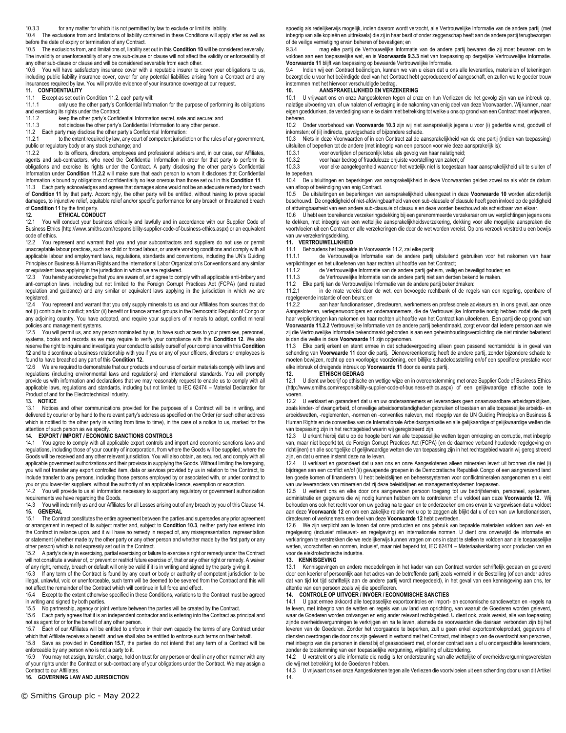10.3.3 for any matter for which it is not permitted by law to exclude or limit its liability.

10.4 The exclusions from and limitations of liability contained in these Conditions will apply after as well as before the date of expiry or termination of any Contract.

10.5 The exclusions from, and limitations of, liability set out in this **Condition 10** will be considered severally. The invalidity or unenforceability of any one sub-clause or clause will not affect the validity or enforceability of any other sub-clause or clause and will be considered severable from each other.

10.6 You will have satisfactory insurance cover with a reputable insurer to cover your obligations to us, including public liability insurance cover, cover for any potential liabilities arising from a Contract and any insurances required by law. You will provide evidence of your insurance coverage at our request.

**11. CONFIDENTIALITY**

11.1 Except as set out in Condition 11.2, each party will:

11.1.1 only use the other party's Confidential Information for the purpose of performing its obligations and exercising its rights under the Contract;

11.1.2 keep the other party's Confidential Information secret, safe and secure; and

11.1.3 not disclose the other party's Confidential Information to any other person.

11.2 Each party may disclose the other party's Confidential Information:

11.2.1 to the extent required by law, any court of competent jurisdiction or the rules of any government, public or regulatory body or any stock exchange; and

11.2.2 to its officers, directors, employees and professional advisers and, in our case, our Affiliates, agents and sub-contractors, who need the Confidential Information in order for that party to perform its obligations and exercise its rights under the Contract. A party disclosing the other party's Confidential Information under **Condition 11.2.2** will make sure that each person to whom it discloses that Confidential Information is bound by obligations of confidentiality no less onerous than those set out in this **Condition 11**.

11.3 Each party acknowledges and agrees that damages alone would not be an adequate remedy for breach of **Condition 11** by that party. Accordingly, the other party will be entitled, without having to prove special damages, to injunctive relief, equitable relief and/or specific performance for any breach or threatened breach of **Condition 11** by the first party.

**12. ETHICAL CONDUCT**

12.1 You will conduct your business ethically and lawfully and in accordance with our Supplier Code of Business Ethics (http://www.smiths.com/responsibility-supplier-code-of-business-ethics.aspx) or an equivalent code of ethics.

12.2 You represent and warrant that you and your subcontractors and suppliers do not use or permit unacceptable labour practices, such as child or forced labour, or unsafe working conditions and comply with all applicable labour and employment laws, regulations, standards and conventions, including the UN's Guiding Principles on Business & Human Rights and the International Labor Organization's Conventions and any similar or equivalent laws applying in the jurisdiction in which we are registered.

12.3 You hereby acknowledge that you are aware of, and agree to comply with all applicable anti-bribery and anti-corruption laws, including but not limited to the Foreign Corrupt Practices Act (FCPA) (and related regulation and guidance) and any similar or equivalent laws applying in the jurisdiction in which we are registered.

12.4 You represent and warrant that you only supply minerals to us and our Affiliates from sources that do not (i) contribute to conflict; and/or (ii) benefit or finance armed groups in the Democratic Republic of Congo or any adjoining country. You have adopted, and require your suppliers of minerals to adopt, conflict mineral policies and management systems.

12.5 You will permit us, and any person nominated by us, to have such access to your premises, personnel, systems, books and records as we may require to verify your compliance with this **Condition 12**. We also reserve the right to inquire and investigate your conduct to satisfy ourself of your compliance with this **Condition 12** and to discontinue a business relationship with you if you or any of your officers, directors or employees is found to have breached any part of this **Condition 12.**

12.6 We are required to demonstrate that our products and our use of certain materials comply with laws and regulations (including environmental laws and regulations) and international standards. You will promptly provide us with information and declarations that we may reasonably request to enable us to comply with all applicable laws, regulations and standards, including but not limited to IEC 62474 – Material Declaration for Product of and for the Electrotechnical Industry.

**13. NOTICE**

13.1 Notices and other communications provided for the purposes of a Contract will be in writing, and delivered by courier or by hand to the relevant party's address as specified on the Order (or such other address which is notified to the other party in writing from time to time), in the case of a notice to us, marked for the attention of such person as we specify.

**14. EXPORT / IMPORT / ECONOMIC SANCTIONS CONTROLS**

14.1 You agree to comply with all applicable export controls and import and economic sanctions laws and regulations, including those of your country of incorporation, from where the Goods will be supplied, where the Goods will be received and any other relevant jurisdiction. You will also obtain, as required, and comply with all applicable government authorizations and their provisos in supplying the Goods. Without limiting the foregoing, you will not transfer any export controlled item, data or services provided by us in relation to the Contract, to include transfer to any persons, including those persons employed by or associated with, or under contract to you or you lower-tier suppliers, without the authority of an applicable licence, exemption or exception.

14.2 You will provide to us all information necessary to support any regulatory or government authorization requirements we have regarding the Goods.

14.3 You will indemnify us and our Affiliates for all Losses arising out of any breach by you of this Clause 14.

**15. GENERAL**

15.1 The Contract constitutes the entire agreement between the parties and supersedes any prior agreement or arrangement in respect of its subject matter and, subject to **Condition 10.3**, neither party has entered into the Contract in reliance upon, and it will have no remedy in respect of, any misrepresentation, representation or statement (whether made by the other party or any other person and whether made by the first party or any other person) which is not expressly set out in the Contract.

15.2 A party's delay in exercising, partial exercising or failure to exercise a right or remedy under the Contract will not constitute a waiver of, or prevent or restrict future exercise of, that or any other right or remedy. A waiver of any right, remedy, breach or default will only be valid if it is in writing and signed by the party giving it.

15.3 If any term of the Contract is found by any court or body or authority of competent jurisdiction to be illegal, unlawful, void or unenforceable, such term will be deemed to be severed from the Contract and this will not affect the remainder of the Contract which will continue in full force and effect.

15.4 Except to the extent otherwise specified in these Conditions, variations to the Contract must be agreed in writing and signed by both parties.

15.5 No partnership, agency or joint venture between the parties will be created by the Contract.

15.6 Each party agrees that it is an independent contractor and is entering into the Contract as principal and not as agent for or for the benefit of any other person.

15.7 Each of our Affiliates will be entitled to enforce in their own capacity the terms of any Contract under which that Affiliate receives a benefit and we shall also be entitled to enforce such terms on their behalf.

15.8 Save as provided in **Condition 15.7**, the parties do not intend that any term of a Contract will be enforceable by any person who is not a party to it.

15.9 You may not assign, transfer, charge, hold on trust for any person or deal in any other manner with any of your rights under the Contract or sub-contract any of your obligations under the Contract. We may assign a Contract to our Affiliates.

**16. GOVERNING LAW AND JURISDICTION**

spoedig als redelijkerwijs mogelijk, indien daarom wordt verzocht, alle Vertrouwelijke Informatie van de andere partij (met inbegrip van alle kopieën en uittreksels) die zij in haar bezit of onder zeggenschap heeft aan de andere partij terugbezorgen of de veilige vernietiging ervan beheren of bevestigen; en

9.3.4 mag elke partij de Vertrouwelijke Informatie van de andere partij bewaren die zij moet bewaren om te voldoen aan een toepasselijke wet, en is **Voorwaarde 9.3.3** niet van toepassing op dergelijke Vertrouwelijke Informatie. **Voorwaarde 11** blijft van toepassing op bewaarde Vertrouwelijke Informatie.

9.4 Indien wij een Contract beëindigen, kunnen we van u eisen dat u ons alle leveranties, materialen of tekeningen bezorgt die u voor het beëindigde deel van het Contract hebt geproduceerd of aangeschaft, en zullen we te goeder trouw instemmen met het hiervoor verschuldigde bedrag.

**10. AANSPRAKELIJKHEID EN VERZEKERING**

10.1 U vrijwaart ons en onze Aangeslotenen tegen al onze en hun Verliezen die het gevolg zijn van uw inbreuk op, nalatige uitvoering van, of uw nalaten of vertraging in de nakoming van enig deel van deze Voorwaarden. Wij kunnen, naar eigen goeddunken, de verdediging van elke claim met betrekking tot welke u ons op grond van een Contract moet vrijwaren, beheren.

10.2 Onder voorbehoud van **Voorwaarde 10.3** zijn wij niet aansprakelijk jegens u voor (i) gederfde winst, goodwill of inkomsten; of (ii) indirecte, gevolgschade of bijzondere schade.

10.3 Niets in deze Voorwaarden of in een Contract zal de aansprakelijkheid van de ene partij (indien van toepassing) uitsluiten of beperken tot de andere (met inbegrip van een persoon voor wie deze aansprakelijk is):

10.3.1 voor overlijden of persoonlijk letsel als gevolg van haar nalatigheid;

10.3.2 voor haar bedrog of frauduleuze onjuiste voorstelling van zaken; of

10.3.3 voor elke aangelegenheid waarvoor het wettelijk niet is toegestaan haar aansprakelijkheid uit te sluiten of te beperken.

10.4 De uitsluitingen en beperkingen van aansprakelijkheid in deze Voorwaarden gelden zowel na als vóór de datum van afloop of beëindiging van enig Contract.

10.5 De uitsluitingen en beperkingen van aansprakelijkheid uiteengezet in deze **Voorwaarde 10** worden afzonderlijk beschouwd. De ongeldigheid of niet-afdwingbaarheid van een sub-clausule of clausule heeft geen invloed op de geldigheid of afdwingbaarheid van een andere sub-clausule of clausule en deze worden beschouwd als scheidbaar van elkaar.

10.6 U hebt een toereikende verzekeringsdekking bij een gerenommeerde verzekeraar om uw verplichtingen jegens ons te dekken, met inbegrip van een wettelijke aansprakelijkheidsverzekering, dekking voor alle mogelijke aanspraken die voortvloeien uit een Contract en alle verzekeringen die door de wet worden vereist. Op ons verzoek verstrekt u een bewijs van uw verzekeringsdekking.

**11. VERTROUWELIJKHEID**

11.1 Behoudens het bepaalde in Voorwaarde 11.2, zal elke partij:

11.1.1 de Vertrouwelijke Informatie van de andere partij uitsluitend gebruiken voor het nakomen van haar verplichtingen en het uitoefenen van haar rechten uit hoofde van het Contract;

11.1.2 de Vertrouwelijke Informatie van de andere partij geheim, veilig en beveiligd houden; en

11.1.3 de Vertrouwelijke Informatie van de andere partij niet aan derden bekend te maken.

11.2 Elke partij kan de Vertrouwelijke Informatie van de andere partij bekendmaken:

11.2.1 in de mate vereist door de wet, een bevoegde rechtbank of de regels van een regering, openbare of regelgevende instantie of een beurs; en

11.2.2 aan haar functionarissen, directeuren, werknemers en professionele adviseurs en, in ons geval, aan onze Aangeslotenen, vertegenwoordigers en onderaannemers, die de Vertrouwelijke Informatie nodig hebben zodat die partij haar verplichtingen kan nakomen en haar rechten uit hoofde van het Contract kan uitoefenen. Een partij die op grond van **Voorwaarde 11.2.2** Vertrouwelijke Informatie van de andere partij bekendmaakt, zorgt ervoor dat iedere persoon aan wie zij die Vertrouwelijke Informatie bekendmaakt gebonden is aan een geheimhoudingsverplichting die niet minder belastend is dan die welke in deze **Voorwaarde 11** zijn opgenomen.

11.3 Elke partij erkent en stemt ermee in dat schadevergoeding alleen geen passend rechtsmiddel is in geval van schending van **Voorwaarde 11** door die partij. Dienovereenkomstig heeft de andere partij, zonder bijzondere schade te moeten bewijzen, recht op een voorlopige voorziening, een billijke schadeloosstelling en/of een specifieke prestatie voor elke inbreuk of dreigende inbreuk op **Voorwaarde 11** door de eerste partij.

**12. ETHISCH GEDRAG**

12.1 U dient uw bedrijf op ethische en wettige wijze en in overeenstemming met onze Supplier Code of Business Ethics (http://www.smiths.com/responsibility-supplier-code-of-business-ethics.aspx) of een gelijkwaardige ethische code te voeren.

12.2 U verklaart en garandeert dat u en uw onderaannemers en leveranciers geen onaanvaardbare arbeidspraktijken, zoals kinder- of dwangarbeid, of onveilige arbeidsomstandigheden gebruiken of toestaan en alle toepasselijke arbeids- en arbeidswetten, -reglementen, -normen en -conventies naleven, met inbegrip van de UN Guiding Principles on Business & Human Rights en de conventies van de Internationale Arbeidsorganisatie en alle gelijkaardige of gelijkwaardige wetten die van toepassing zijn in het rechtsgebied waarin wij geregistreerd zijn.

12.3 U erkent hierbij dat u op de hoogte bent van alle toepasselijke wetten tegen omkoping en corruptie, met inbegrip van, maar niet beperkt tot, de Foreign Corrupt Practices Act (FCPA) (en de daarmee verband houdende regelgeving en richtlijnen) en alle soortgelijke of gelijkwaardige wetten die van toepassing zijn in het rechtsgebied waarin wij geregistreerd zijn, en dat u ermee instemt deze na te leven.

12.4 U verklaart en garandeert dat u aan ons en onze Aangeslotenen alleen mineralen levert uit bronnen die niet (i) bijdragen aan een conflict en/of (ii) gewapende groepen in de Democratische Republiek Congo of een aangrenzend land ten goede komen of financieren. U hebt beleidslijnen en beheerssystemen voor conflictmineralen aangenomen en u eist van uw leveranciers van mineralen dat zij deze beleidslijnen en managementsystemen toepassen.

12.5 U verleent ons en elke door ons aangewezen persoon toegang tot uw bedrijfsterrein, personeel, systemen, administratie en gegevens die wij nodig kunnen hebben om te controleren of u voldoet aan deze **Voorwaarde 12.** Wij behouden ons ook het recht voor om uw gedrag na te gaan en te onderzoeken om ons ervan te vergewissen dat u voldoet aan deze **Voorwaarde 12** en om een zakelijke relatie met u op te zeggen als blijkt dat u of een van uw functionarissen, directeuren of werknemers een deel van deze **Voorwaarde 12** hebt overtreden.

12.6 We zijn verplicht aan te tonen dat onze producten en ons gebruik van bepaalde materialen voldoen aan wet- en regelgeving (inclusief milieuwet- en regelgeving) en internationale normen. U dient ons onverwijld de informatie en verklaringen te verstrekken die we redelijkerwijs kunnen vragen om ons in staat te stellen te voldoen aan alle toepasselijke wetten, voorschriften en normen, inclusief, maar niet beperkt tot, IEC 62474 – Materiaalverklaring voor producten van en voor de elektrotechnische industrie.

**13. KENNISGEVING**

13.1 Kennisgevingen en andere mededelingen in het kader van een Contract worden schriftelijk gedaan en geleverd door een koerier of persoonlijk aan het adres van de betreffende partij zoals vermeld in de Bestelling (of een ander adres dat van tijd tot tijd schriftelijk aan de andere partij wordt meegedeeld), in het geval van een kennisgeving aan ons, ter attentie van een persoon zoals wij die specificeren.

**14. CONTROLE OP UITVOER / INVOER / ECONOMISCHE SANCTIES**

14.1 U gaat ermee akkoord alle toepasselijke exportcontroles en import- en economische sanctiewetten en -regels na te leven, met inbegrip van de wetten en regels van uw land van oprichting, van waaruit de Goederen worden geleverd, waar de Goederen worden ontvangen en enig ander relevant rechtsgebied. U dient ook, zoals vereist, alle van toepassing zijnde overheidsvergunningen te verkrijgen en na te leven, alsmede de voorwaarden die daaraan verbonden zijn bij het leveren van de Goederen. Zonder het voorgaande te beperken, zult u geen enkel exportcontroleproduct, gegevens of diensten overdragen die door ons zijn geleverd in verband met het Contract, met inbegrip van de overdracht aan personen, met inbegrip van de personen in dienst bij of geassocieerd met, of onder contract aan u of u ondergeschikte leveranciers, zonder de toestemming van een toepasselijke vergunning, vrijstelling of uitzondering.

14.2 U verstrekt ons alle informatie die nodig is ter ondersteuning van alle wettelijke of overheidsvergunningsvereisten die wij met betrekking tot de Goederen hebben.

14.3 U vrijwaart ons en onze Aangeslotenen tegen alle Verliezen die voortvloeien uit een schending door u van dit Artikel 14.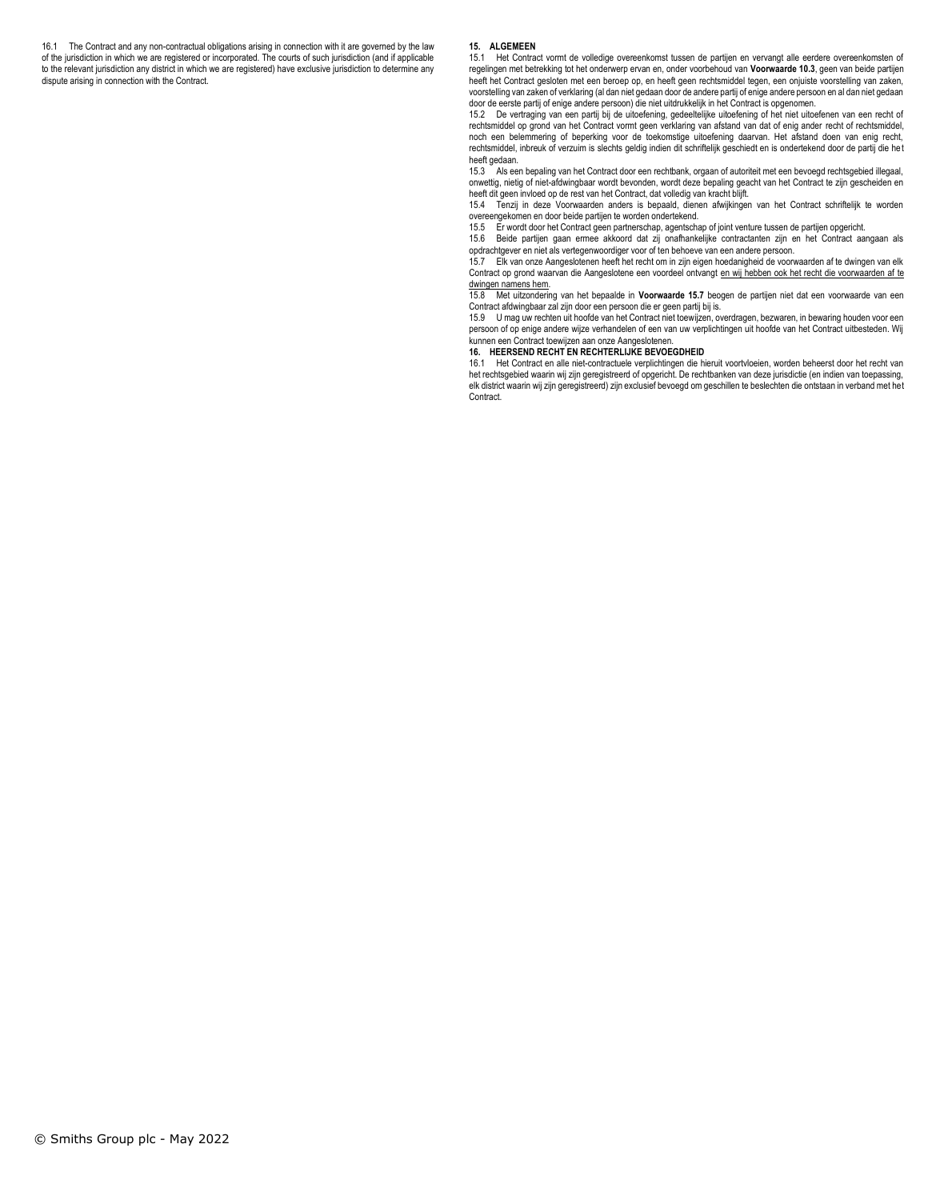16.1 The Contract and any non-contractual obligations arising in connection with it are governed by the law of the jurisdiction in which we are registered or incorporated. The courts of such jurisdiction (and if applicable to the relevant jurisdiction any district in which we are registered) have exclusive jurisdiction to determine any dispute arising in connection with the Contract.

**15. ALGEMEEN**

15.1 Het Contract vormt de volledige overeenkomst tussen de partijen en vervangt alle eerdere overeenkomsten of regelingen met betrekking tot het onderwerp ervan en, onder voorbehoud van **Voorwaarde 10.3**, geen van beide partijen heeft het Contract gesloten met een beroep op, en heeft geen rechtsmiddel tegen, een onjuiste voorstelling van zaken, voorstelling van zaken of verklaring (al dan niet gedaan door de andere partij of enige andere persoon en al dan niet gedaan door de eerste partij of enige andere persoon) die niet uitdrukkelijk in het Contract is opgenomen.

15.2 De vertraging van een partij bij de uitoefening, gedeeltelijke uitoefening of het niet uitoefenen van een recht of rechtsmiddel op grond van het Contract vormt geen verklaring van afstand van dat of enig ander recht of rechtsmiddel, noch een belemmering of beperking voor de toekomstige uitoefening daarvan. Het afstand doen van enig recht, rechtsmiddel, inbreuk of verzuim is slechts geldig indien dit schriftelijk geschiedt en is ondertekend door de partij die het heeft gedaan.

15.3 Als een bepaling van het Contract door een rechtbank, orgaan of autoriteit met een bevoegd rechtsgebied illegaal, onwettig, nietig of niet-afdwingbaar wordt bevonden, wordt deze bepaling geacht van het Contract te zijn gescheiden en heeft dit geen invloed op de rest van het Contract, dat volledig van kracht blijft.

15.4 Tenzij in deze Voorwaarden anders is bepaald, dienen afwijkingen van het Contract schriftelijk te worden overeengekomen en door beide partijen te worden ondertekend.

15.5 Er wordt door het Contract geen partnerschap, agentschap of joint venture tussen de partijen opgericht.

15.6 Beide partijen gaan ermee akkoord dat zij onafhankelijke contractanten zijn en het Contract aangaan als opdrachtgever en niet als vertegenwoordiger voor of ten behoeve van een andere persoon.

15.7 Elk van onze Aangeslotenen heeft het recht om in zijn eigen hoedanigheid de voorwaarden af te dwingen van elk Contract op grond waarvan die Aangeslotene een voordeel ontvangt <u>en wij hebben ook het recht die voorwaarden af te dwingen namens hem</u>.

15.8 Met uitzondering van het bepaalde in **Voorwaarde 15.7** beogen de partijen niet dat een voorwaarde van een Contract afdwingbaar zal zijn door een persoon die er geen partij bij is.

15.9 U mag uw rechten uit hoofde van het Contract niet toewijzen, overdragen, bezwaren, in bewaring houden voor een persoon of op enige andere wijze verhandelen of een van uw verplichtingen uit hoofde van het Contract uitbesteden. Wij kunnen een Contract toewijzen aan onze Aangeslotenen.

**16. HEERSEND RECHT EN RECHTERLIJKE BEVOEGDHEID**

16.1 Het Contract en alle niet-contractuele verplichtingen die hieruit voortvloeien, worden beheerst door het recht van het rechtsgebied waarin wij zijn geregistreerd of opgericht. De rechtbanken van deze jurisdictie (en indien van toepassing, elk district waarin wij zijn geregistreerd) zijn exclusief bevoegd om geschillen te beslechten die ontstaan in verband met het Contract.

© Smiths Group plc - May 2022